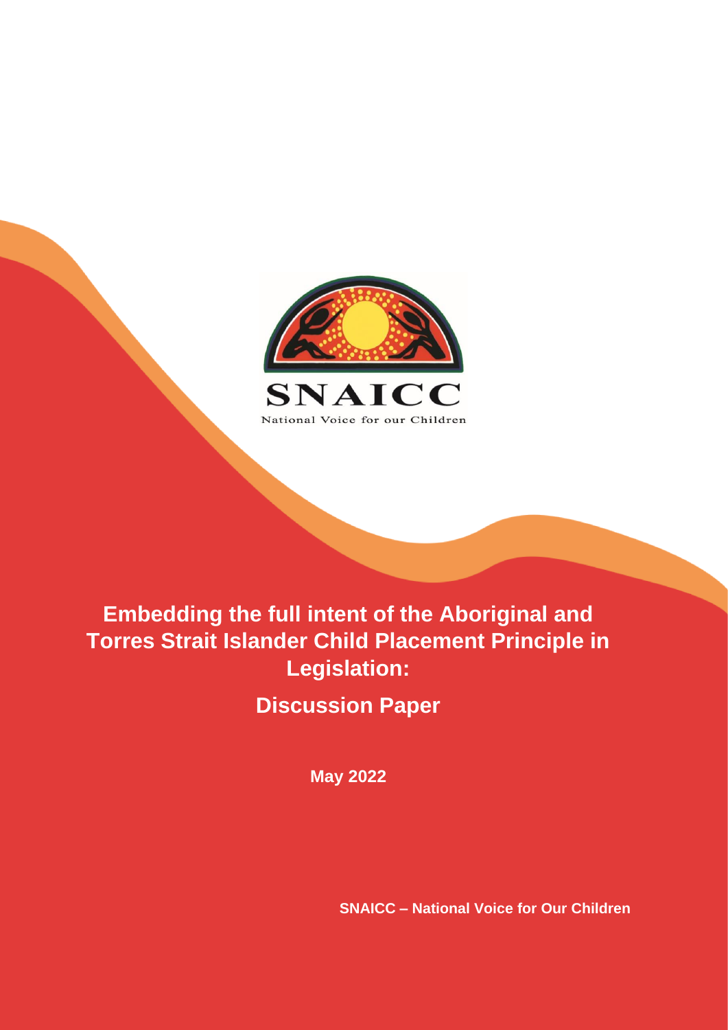SNAICC

National Voice for our Children

# Embedding the full intent of the Aboriginal and Torres Strait Islander Child Placement Principle in Legislation:

## Discussion Paper

**May 2022**

**SNAICC – National Voice for Our Children**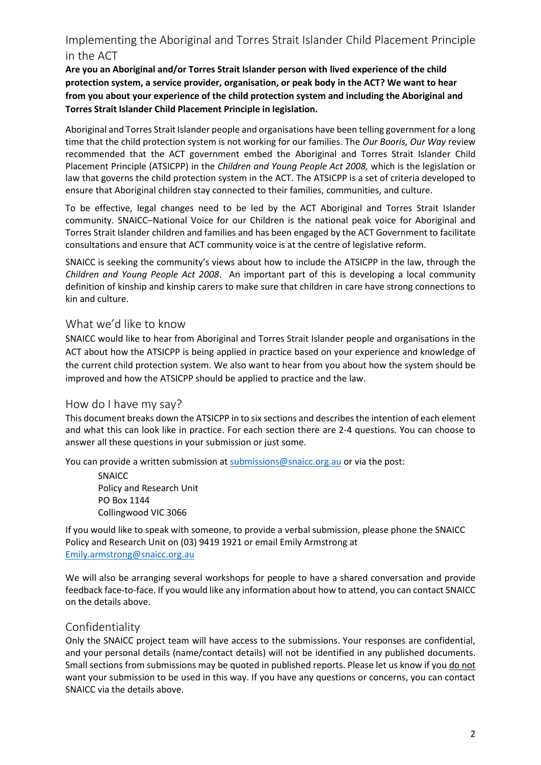## Implementing the Aboriginal and Torres Strait Islander Child Placement Principle in the ACT

**Are you an Aboriginal and/or Torres Strait Islander person with lived experience of the child protection system, a service provider, organisation, or peak body in the ACT? We want to hear from you about your experience of the child protection system and including the Aboriginal and Torres Strait Islander Child Placement Principle in legislation.**

Aboriginal and Torres Strait Islander people and organisations have been telling government for a long time that the child protection system is not working for our families. The *Our Booris, Our Way* review recommended that the ACT government embed the Aboriginal and Torres Strait Islander Child Placement Principle (ATSICPP) in the *Children and Young People Act 2008,* which is the legislation or law that governs the child protection system in the ACT. The ATSICPP is a set of criteria developed to ensure that Aboriginal children stay connected to their families, communities, and culture.

To be effective, legal changes need to be led by the ACT Aboriginal and Torres Strait Islander community. SNAICC–National Voice for our Children is the national peak voice for Aboriginal and Torres Strait Islander children and families and has been engaged by the ACT Government to facilitate consultations and ensure that ACT community voice is at the centre of legislative reform.

SNAICC is seeking the community's views about how to include the ATSICPP in the law, through the *Children and Young People Act 2008*. An important part of this is developing a local community definition of kinship and kinship carers to make sure that children in care have strong connections to kin and culture.

### What we'd like to know

SNAICC would like to hear from Aboriginal and Torres Strait Islander people and organisations in the ACT about how the ATSICPP is being applied in practice based on your experience and knowledge of the current child protection system. We also want to hear from you about how the system should be improved and how the ATSICPP should be applied to practice and the law.

### How do I have my say?

This document breaks down the ATSICPP in to six sections and describes the intention of each element and what this can look like in practice. For each section there are 2-4 questions. You can choose to answer all these questions in your submission or just some.

You can provide a written submission at submissions@snaicc.org.au or via the post:

SNAICC
Policy and Research Unit
PO Box 1144
Collingwood VIC 3066

If you would like to speak with someone, to provide a verbal submission, please phone the SNAICC Policy and Research Unit on (03) 9419 1921 or email Emily Armstrong at Emily.armstrong@snaicc.org.au

We will also be arranging several workshops for people to have a shared conversation and provide feedback face-to-face. If you would like any information about how to attend, you can contact SNAICC on the details above.

### Confidentiality

Only the SNAICC project team will have access to the submissions. Your responses are confidential, and your personal details (name/contact details) will not be identified in any published documents. Small sections from submissions may be quoted in published reports. Please let us know if you do not want your submission to be used in this way. If you have any questions or concerns, you can contact SNAICC via the details above.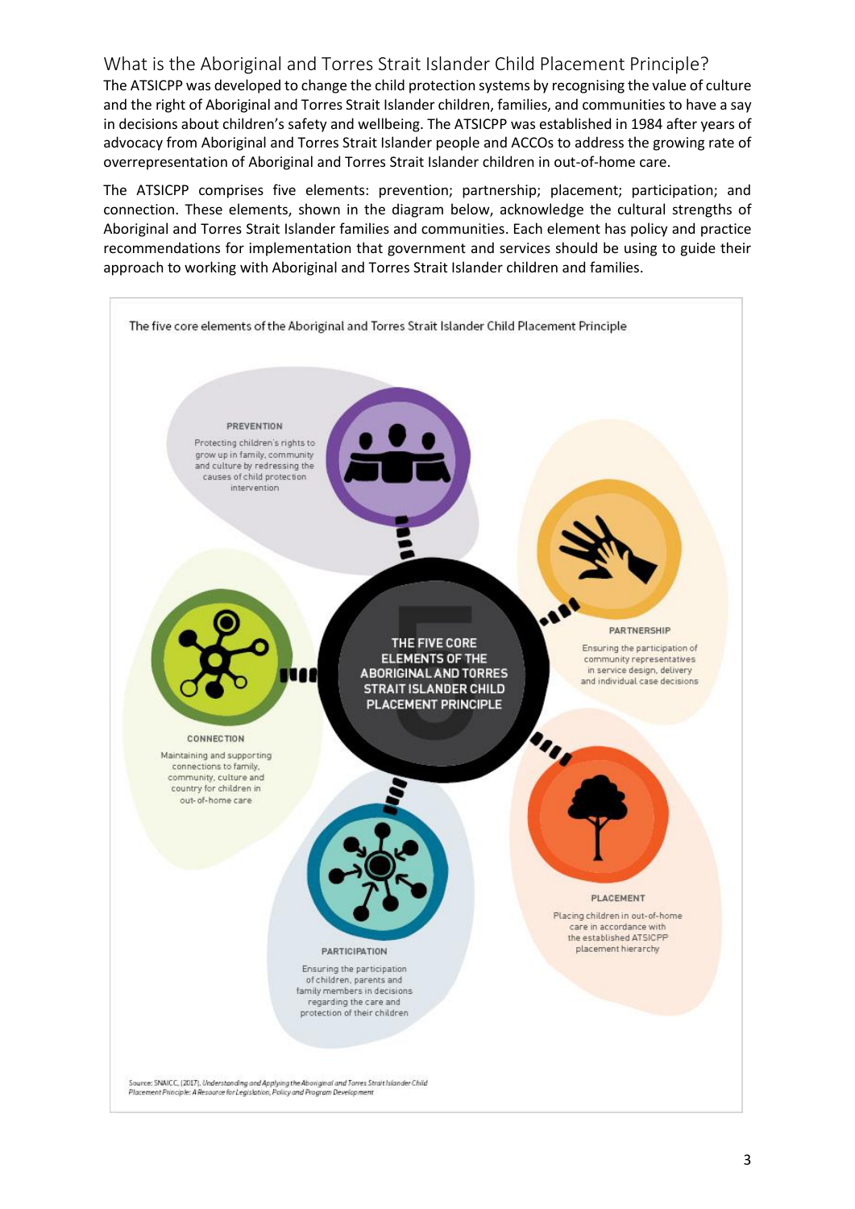## What is the Aboriginal and Torres Strait Islander Child Placement Principle?

The ATSICPP was developed to change the child protection systems by recognising the value of culture and the right of Aboriginal and Torres Strait Islander children, families, and communities to have a say in decisions about children's safety and wellbeing. The ATSICPP was established in 1984 after years of advocacy from Aboriginal and Torres Strait Islander people and ACCOs to address the growing rate of overrepresentation of Aboriginal and Torres Strait Islander children in out-of-home care.

The ATSICPP comprises five elements: prevention; partnership; placement; participation; and connection. These elements, shown in the diagram below, acknowledge the cultural strengths of Aboriginal and Torres Strait Islander families and communities. Each element has policy and practice recommendations for implementation that government and services should be using to guide their approach to working with Aboriginal and Torres Strait Islander children and families.

The five core elements of the Aboriginal and Torres Strait Islander Child Placement Principle

THE FIVE CORE ELEMENTS OF THE ABORIGINAL AND TORRES STRAIT ISLANDER CHILD PLACEMENT PRINCIPLE

**PREVENTION**
Protecting children's rights to grow up in family, community and culture by redressing the causes of child protection intervention

**PARTNERSHIP**
Ensuring the participation of community representatives in service design, delivery and individual case decisions

**PLACEMENT**
Placing children in out-of-home care in accordance with the established ATSICPP placement hierarchy

**PARTICIPATION**
Ensuring the participation of children, parents and family members in decisions regarding the care and protection of their children

**CONNECTION**
Maintaining and supporting connections to family, community, culture and country for children in out-of-home care

Source: SNAICC (2017), *Understanding and Applying the Aboriginal and Torres Strait Islander Child Placement Principle: A Resource for Legislation, Policy and Program Development*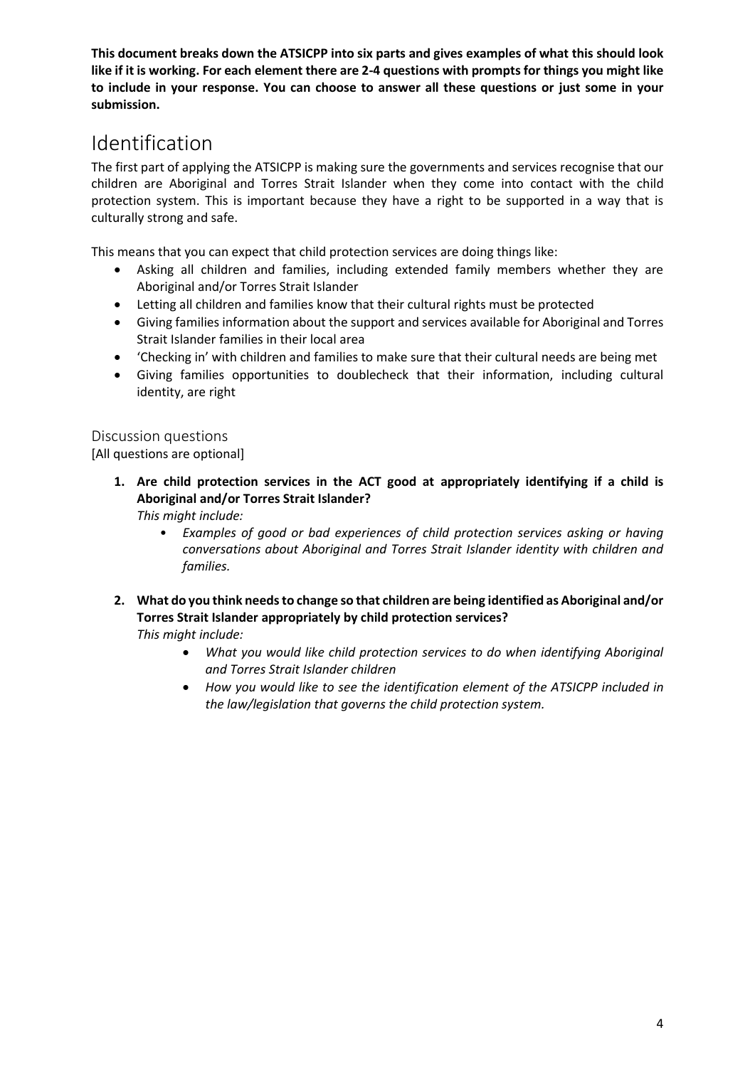**This document breaks down the ATSICPP into six parts and gives examples of what this should look like if it is working. For each element there are 2-4 questions with prompts for things you might like to include in your response. You can choose to answer all these questions or just some in your submission.**

# Identification

The first part of applying the ATSICPP is making sure the governments and services recognise that our children are Aboriginal and Torres Strait Islander when they come into contact with the child protection system. This is important because they have a right to be supported in a way that is culturally strong and safe.

This means that you can expect that child protection services are doing things like:

- Asking all children and families, including extended family members whether they are Aboriginal and/or Torres Strait Islander
- Letting all children and families know that their cultural rights must be protected
- Giving families information about the support and services available for Aboriginal and Torres Strait Islander families in their local area
- 'Checking in' with children and families to make sure that their cultural needs are being met
- Giving families opportunities to doublecheck that their information, including cultural identity, are right

## Discussion questions

[All questions are optional]

1. **Are child protection services in the ACT good at appropriately identifying if a child is Aboriginal and/or Torres Strait Islander?**
   *This might include:*
   - *Examples of good or bad experiences of child protection services asking or having conversations about Aboriginal and Torres Strait Islander identity with children and families.*

2. **What do you think needs to change so that children are being identified as Aboriginal and/or Torres Strait Islander appropriately by child protection services?**
   *This might include:*
   - *What you would like child protection services to do when identifying Aboriginal and Torres Strait Islander children*
   - *How you would like to see the identification element of the ATSICPP included in the law/legislation that governs the child protection system.*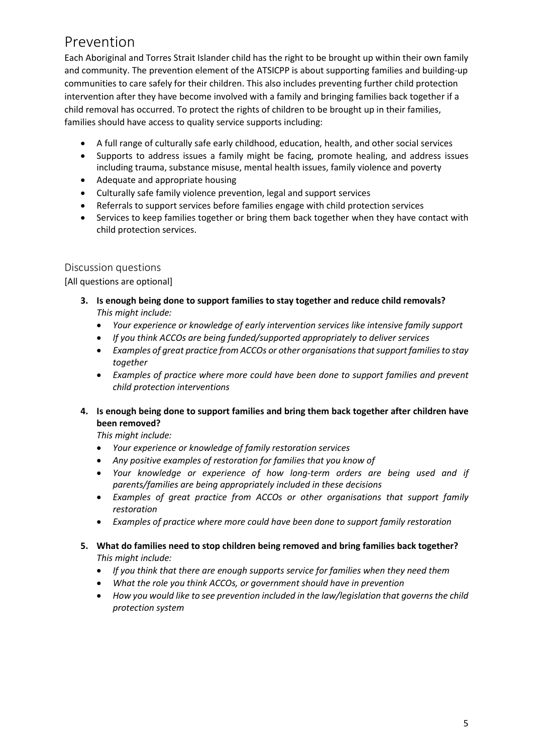# Prevention

Each Aboriginal and Torres Strait Islander child has the right to be brought up within their own family and community. The prevention element of the ATSICPP is about supporting families and building-up communities to care safely for their children. This also includes preventing further child protection intervention after they have become involved with a family and bringing families back together if a child removal has occurred. To protect the rights of children to be brought up in their families, families should have access to quality service supports including:

- A full range of culturally safe early childhood, education, health, and other social services
- Supports to address issues a family might be facing, promote healing, and address issues including trauma, substance misuse, mental health issues, family violence and poverty
- Adequate and appropriate housing
- Culturally safe family violence prevention, legal and support services
- Referrals to support services before families engage with child protection services
- Services to keep families together or bring them back together when they have contact with child protection services.

## Discussion questions

[All questions are optional]

**3. Is enough being done to support families to stay together and reduce child removals?**
*This might include:*
- *Your experience or knowledge of early intervention services like intensive family support*
- *If you think ACCOs are being funded/supported appropriately to deliver services*
- *Examples of great practice from ACCOs or other organisations that support families to stay together*
- *Examples of practice where more could have been done to support families and prevent child protection interventions*

**4. Is enough being done to support families and bring them back together after children have been removed?**
*This might include:*
- *Your experience or knowledge of family restoration services*
- *Any positive examples of restoration for families that you know of*
- *Your knowledge or experience of how long-term orders are being used and if parents/families are being appropriately included in these decisions*
- *Examples of great practice from ACCOs or other organisations that support family restoration*
- *Examples of practice where more could have been done to support family restoration*

**5. What do families need to stop children being removed and bring families back together?**
*This might include:*
- *If you think that there are enough supports service for families when they need them*
- *What the role you think ACCOs, or government should have in prevention*
- *How you would like to see prevention included in the law/legislation that governs the child protection system*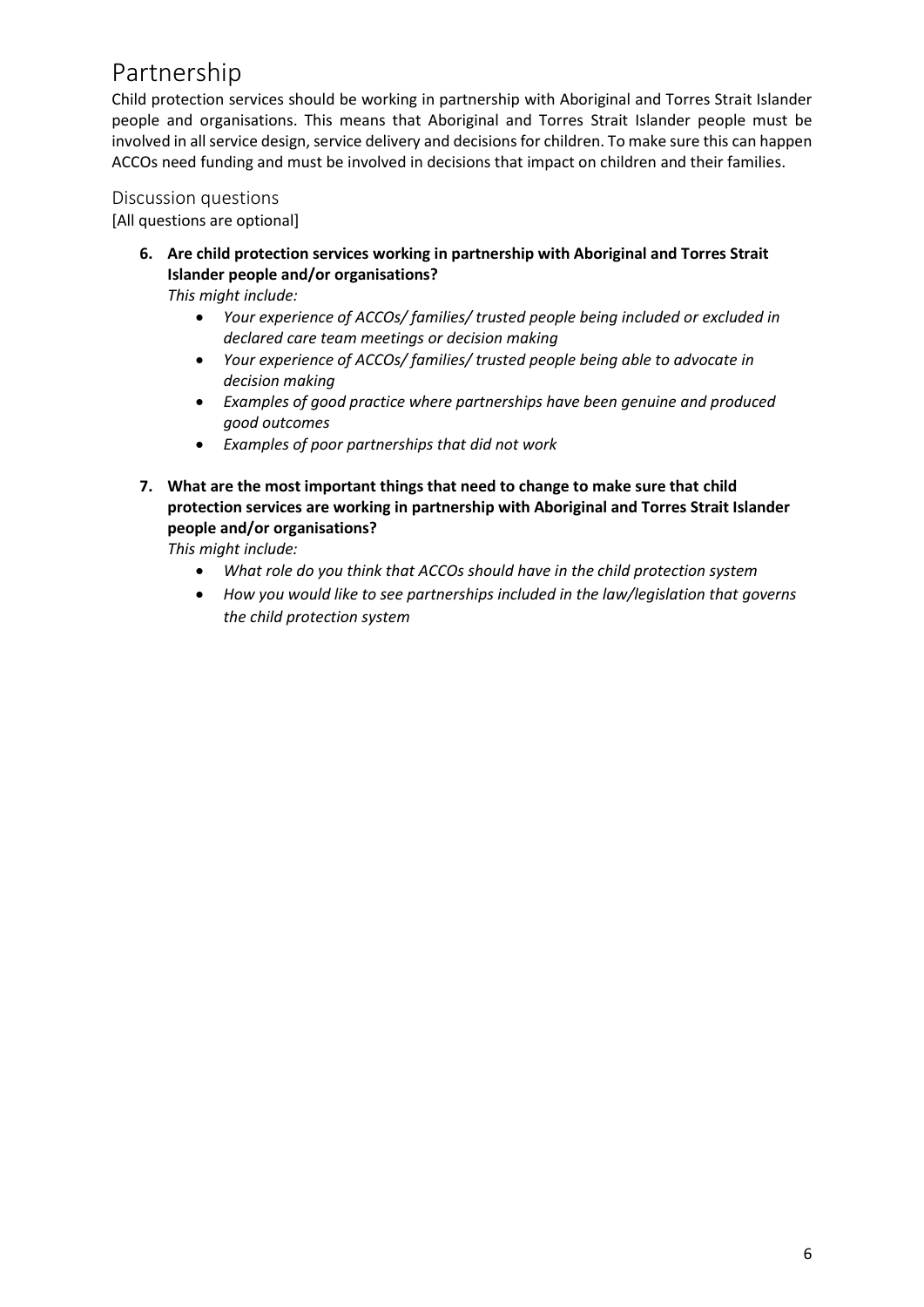# Partnership

Child protection services should be working in partnership with Aboriginal and Torres Strait Islander people and organisations. This means that Aboriginal and Torres Strait Islander people must be involved in all service design, service delivery and decisions for children. To make sure this can happen ACCOs need funding and must be involved in decisions that impact on children and their families.

## Discussion questions

[All questions are optional]

6. **Are child protection services working in partnership with Aboriginal and Torres Strait Islander people and/or organisations?**
   *This might include:*
   - *Your experience of ACCOs/ families/ trusted people being included or excluded in declared care team meetings or decision making*
   - *Your experience of ACCOs/ families/ trusted people being able to advocate in decision making*
   - *Examples of good practice where partnerships have been genuine and produced good outcomes*
   - *Examples of poor partnerships that did not work*

7. **What are the most important things that need to change to make sure that child protection services are working in partnership with Aboriginal and Torres Strait Islander people and/or organisations?**
   *This might include:*
   - *What role do you think that ACCOs should have in the child protection system*
   - *How you would like to see partnerships included in the law/legislation that governs the child protection system*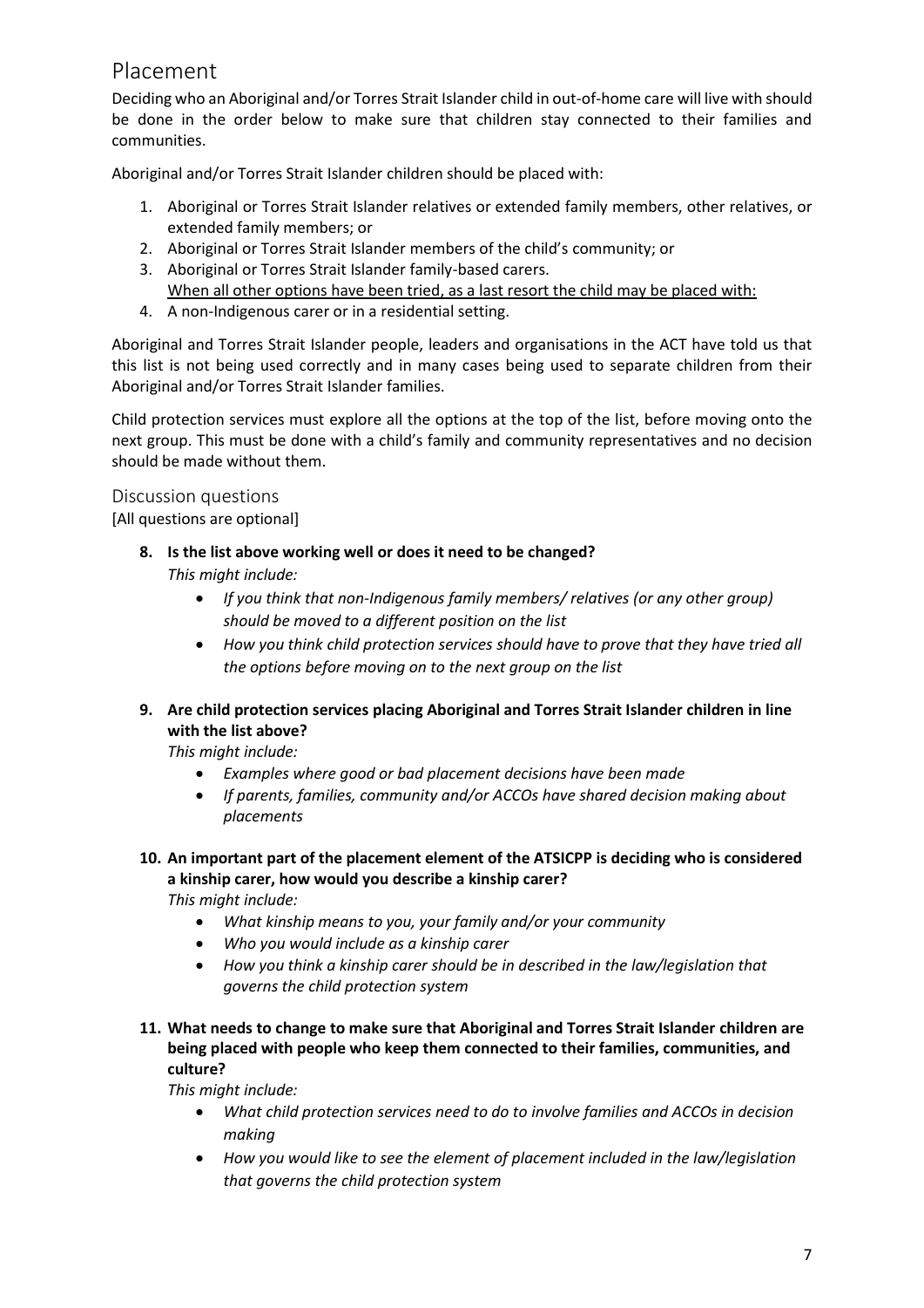## Placement

Deciding who an Aboriginal and/or Torres Strait Islander child in out-of-home care will live with should be done in the order below to make sure that children stay connected to their families and communities.

Aboriginal and/or Torres Strait Islander children should be placed with:

1. Aboriginal or Torres Strait Islander relatives or extended family members, other relatives, or extended family members; or
2. Aboriginal or Torres Strait Islander members of the child's community; or
3. Aboriginal or Torres Strait Islander family-based carers.
   <u>When all other options have been tried, as a last resort the child may be placed with:</u>
4. A non-Indigenous carer or in a residential setting.

Aboriginal and Torres Strait Islander people, leaders and organisations in the ACT have told us that this list is not being used correctly and in many cases being used to separate children from their Aboriginal and/or Torres Strait Islander families.

Child protection services must explore all the options at the top of the list, before moving onto the next group. This must be done with a child's family and community representatives and no decision should be made without them.

### Discussion questions

[All questions are optional]

8. **Is the list above working well or does it need to be changed?**
   *This might include:*
   - *If you think that non-Indigenous family members/ relatives (or any other group) should be moved to a different position on the list*
   - *How you think child protection services should have to prove that they have tried all the options before moving on to the next group on the list*

9. **Are child protection services placing Aboriginal and Torres Strait Islander children in line with the list above?**
   *This might include:*
   - *Examples where good or bad placement decisions have been made*
   - *If parents, families, community and/or ACCOs have shared decision making about placements*

10. **An important part of the placement element of the ATSICPP is deciding who is considered a kinship carer, how would you describe a kinship carer?**
    *This might include:*
    - *What kinship means to you, your family and/or your community*
    - *Who you would include as a kinship carer*
    - *How you think a kinship carer should be in described in the law/legislation that governs the child protection system*

11. **What needs to change to make sure that Aboriginal and Torres Strait Islander children are being placed with people who keep them connected to their families, communities, and culture?**
    *This might include:*
    - *What child protection services need to do to involve families and ACCOs in decision making*
    - *How you would like to see the element of placement included in the law/legislation that governs the child protection system*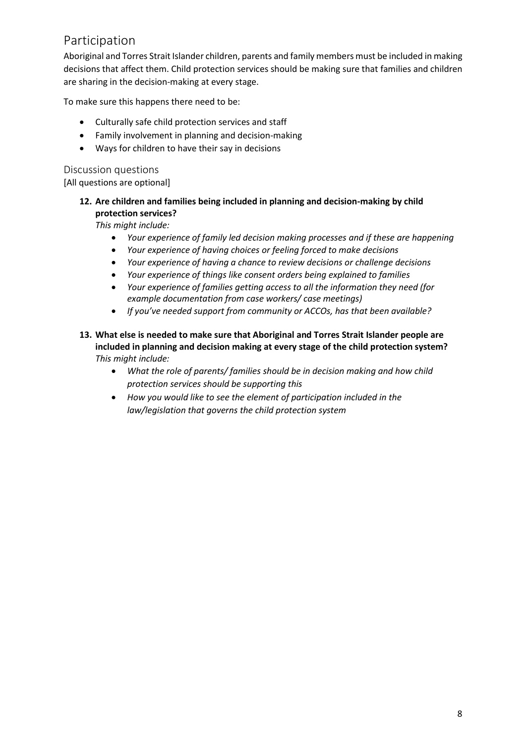## Participation

Aboriginal and Torres Strait Islander children, parents and family members must be included in making decisions that affect them. Child protection services should be making sure that families and children are sharing in the decision-making at every stage.

To make sure this happens there need to be:

- Culturally safe child protection services and staff
- Family involvement in planning and decision-making
- Ways for children to have their say in decisions

### Discussion questions

[All questions are optional]

**12. Are children and families being included in planning and decision-making by child protection services?**

*This might include:*

- *Your experience of family led decision making processes and if these are happening*
- *Your experience of having choices or feeling forced to make decisions*
- *Your experience of having a chance to review decisions or challenge decisions*
- *Your experience of things like consent orders being explained to families*
- *Your experience of families getting access to all the information they need (for example documentation from case workers/ case meetings)*
- *If you've needed support from community or ACCOs, has that been available?*

**13. What else is needed to make sure that Aboriginal and Torres Strait Islander people are included in planning and decision making at every stage of the child protection system?**

*This might include:*

- *What the role of parents/ families should be in decision making and how child protection services should be supporting this*
- *How you would like to see the element of participation included in the law/legislation that governs the child protection system*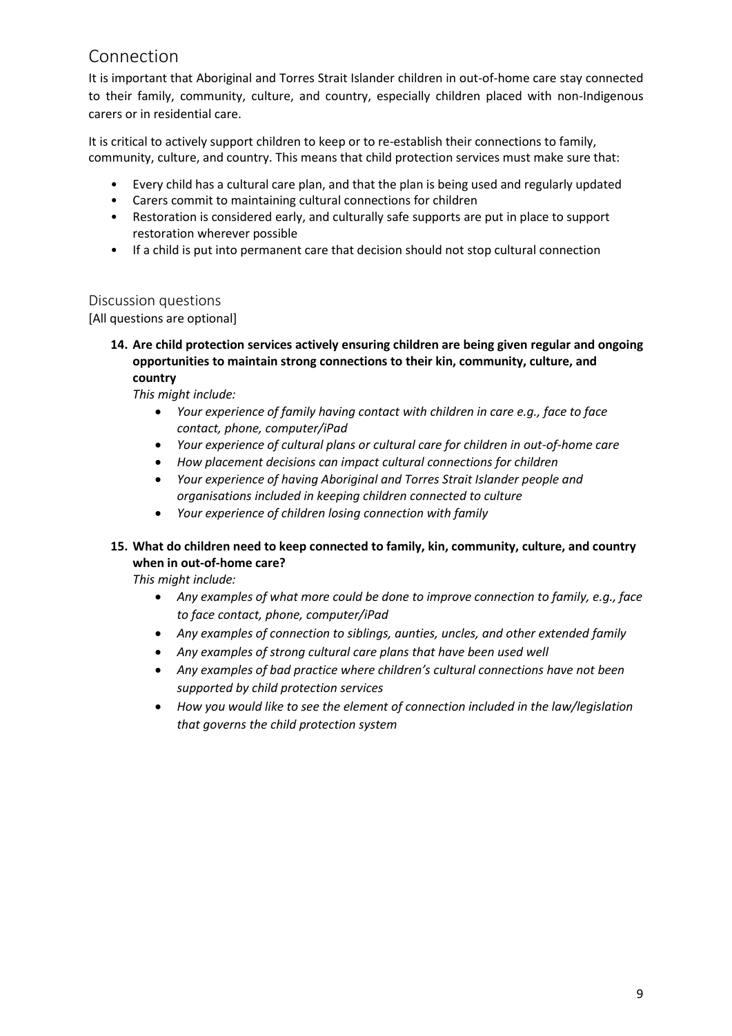## Connection

It is important that Aboriginal and Torres Strait Islander children in out-of-home care stay connected to their family, community, culture, and country, especially children placed with non-Indigenous carers or in residential care.

It is critical to actively support children to keep or to re-establish their connections to family, community, culture, and country. This means that child protection services must make sure that:

- Every child has a cultural care plan, and that the plan is being used and regularly updated
- Carers commit to maintaining cultural connections for children
- Restoration is considered early, and culturally safe supports are put in place to support restoration wherever possible
- If a child is put into permanent care that decision should not stop cultural connection

### Discussion questions

[All questions are optional]

14. **Are child protection services actively ensuring children are being given regular and ongoing opportunities to maintain strong connections to their kin, community, culture, and country**

    *This might include:*

    - *Your experience of family having contact with children in care e.g., face to face contact, phone, computer/iPad*
    - *Your experience of cultural plans or cultural care for children in out-of-home care*
    - *How placement decisions can impact cultural connections for children*
    - *Your experience of having Aboriginal and Torres Strait Islander people and organisations included in keeping children connected to culture*
    - *Your experience of children losing connection with family*

15. **What do children need to keep connected to family, kin, community, culture, and country when in out-of-home care?**

    *This might include:*

    - *Any examples of what more could be done to improve connection to family, e.g., face to face contact, phone, computer/iPad*
    - *Any examples of connection to siblings, aunties, uncles, and other extended family*
    - *Any examples of strong cultural care plans that have been used well*
    - *Any examples of bad practice where children's cultural connections have not been supported by child protection services*
    - *How you would like to see the element of connection included in the law/legislation that governs the child protection system*